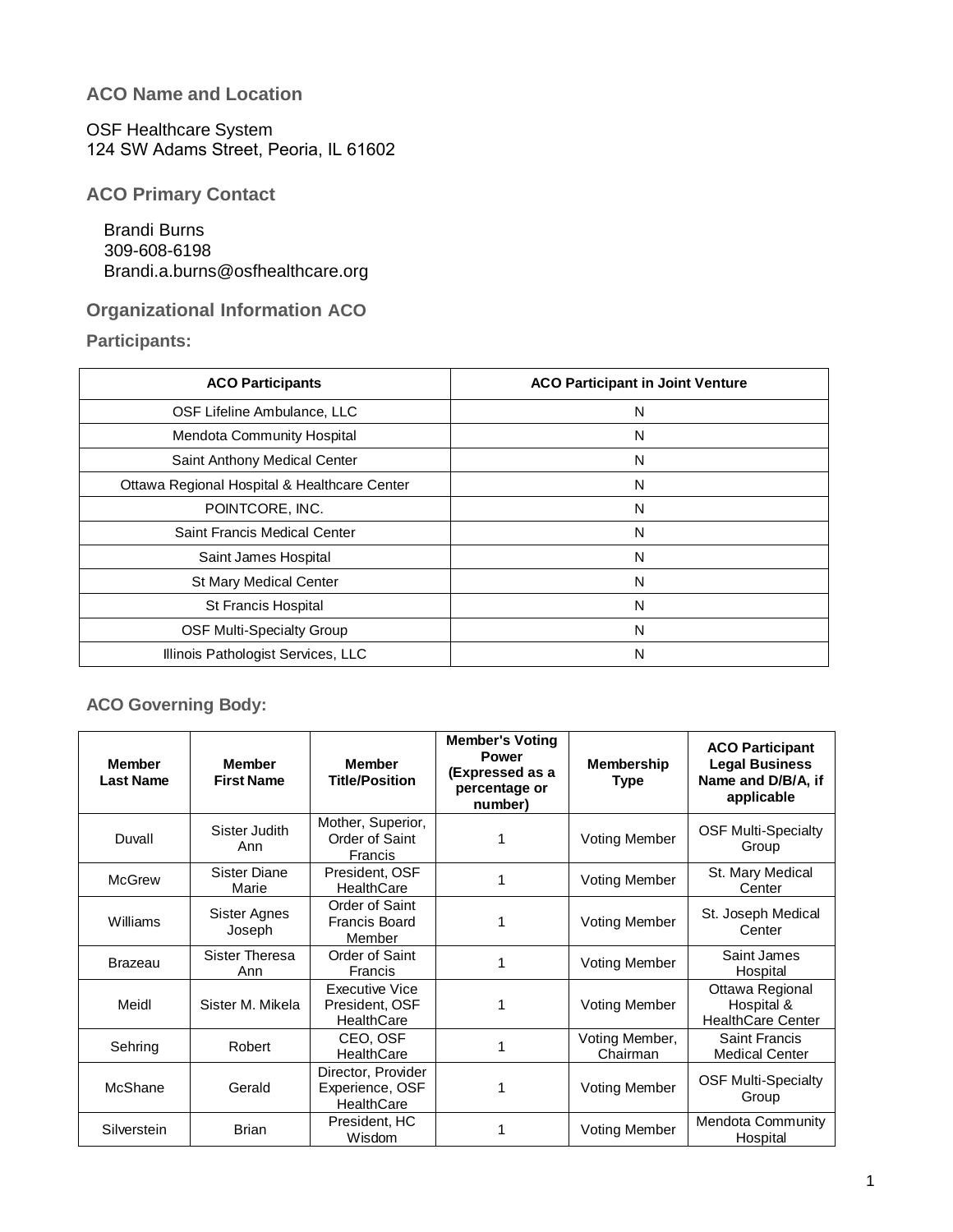## ACO Name and Location

OSF Healthcare System
124 SW Adams Street, Peoria, IL 61602

## ACO Primary Contact

Brandi Burns
309-608-6198
Brandi.a.burns@osfhealthcare.org

## Organizational Information ACO

### Participants:

| ACO Participants | ACO Participant in Joint Venture |
| --- | --- |
| OSF Lifeline Ambulance, LLC | N |
| Mendota Community Hospital | N |
| Saint Anthony Medical Center | N |
| Ottawa Regional Hospital & Healthcare Center | N |
| POINTCORE, INC. | N |
| Saint Francis Medical Center | N |
| Saint James Hospital | N |
| St Mary Medical Center | N |
| St Francis Hospital | N |
| OSF Multi-Specialty Group | N |
| Illinois Pathologist Services, LLC | N |

### ACO Governing Body:

| Member Last Name | Member First Name | Member Title/Position | Member's Voting Power (Expressed as a percentage or number) | Membership Type | ACO Participant Legal Business Name and D/B/A, if applicable |
| --- | --- | --- | --- | --- | --- |
| Duvall | Sister Judith Ann | Mother, Superior, Order of Saint Francis | 1 | Voting Member | OSF Multi-Specialty Group |
| McGrew | Sister Diane Marie | President, OSF HealthCare | 1 | Voting Member | St. Mary Medical Center |
| Williams | Sister Agnes Joseph | Order of Saint Francis Board Member | 1 | Voting Member | St. Joseph Medical Center |
| Brazeau | Sister Theresa Ann | Order of Saint Francis | 1 | Voting Member | Saint James Hospital |
| Meidl | Sister M. Mikela | Executive Vice President, OSF HealthCare | 1 | Voting Member | Ottawa Regional Hospital & HealthCare Center |
| Sehring | Robert | CEO, OSF HealthCare | 1 | Voting Member, Chairman | Saint Francis Medical Center |
| McShane | Gerald | Director, Provider Experience, OSF HealthCare | 1 | Voting Member | OSF Multi-Specialty Group |
| Silverstein | Brian | President, HC Wisdom | 1 | Voting Member | Mendota Community Hospital |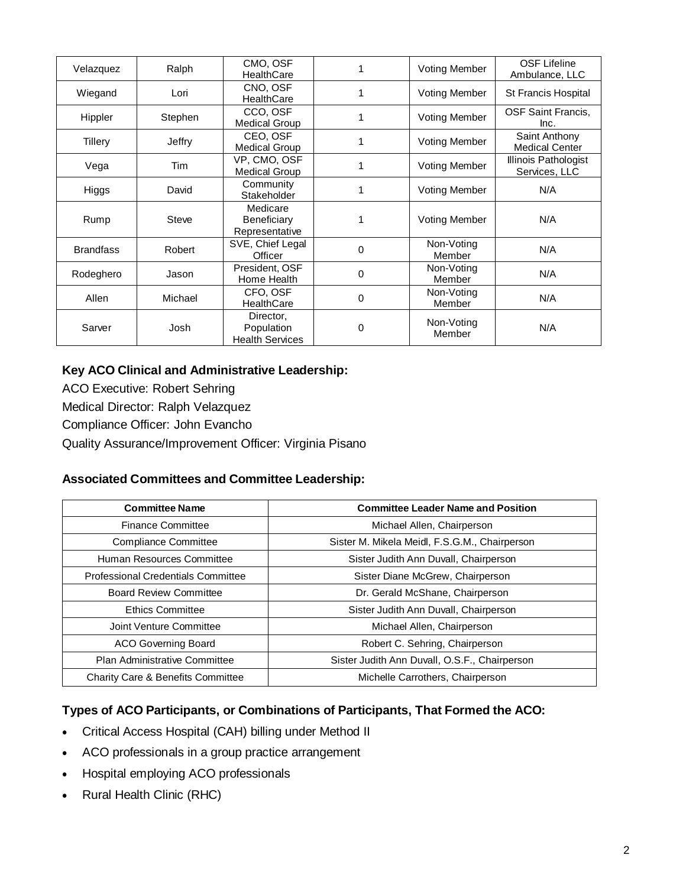| Velazquez | Ralph | CMO, OSF HealthCare | 1 | Voting Member | OSF Lifeline Ambulance, LLC |
|---|---|---|---|---|---|
| Wiegand | Lori | CNO, OSF HealthCare | 1 | Voting Member | St Francis Hospital |
| Hippler | Stephen | CCO, OSF Medical Group | 1 | Voting Member | OSF Saint Francis, Inc. |
| Tillery | Jeffry | CEO, OSF Medical Group | 1 | Voting Member | Saint Anthony Medical Center |
| Vega | Tim | VP, CMO, OSF Medical Group | 1 | Voting Member | Illinois Pathologist Services, LLC |
| Higgs | David | Community Stakeholder | 1 | Voting Member | N/A |
| Rump | Steve | Medicare Beneficiary Representative | 1 | Voting Member | N/A |
| Brandfass | Robert | SVE, Chief Legal Officer | 0 | Non-Voting Member | N/A |
| Rodeghero | Jason | President, OSF Home Health | 0 | Non-Voting Member | N/A |
| Allen | Michael | CFO, OSF HealthCare | 0 | Non-Voting Member | N/A |
| Sarver | Josh | Director, Population Health Services | 0 | Non-Voting Member | N/A |

**Key ACO Clinical and Administrative Leadership:**

ACO Executive: Robert Sehring

Medical Director: Ralph Velazquez

Compliance Officer: John Evancho

Quality Assurance/Improvement Officer: Virginia Pisano

**Associated Committees and Committee Leadership:**

| Committee Name | Committee Leader Name and Position |
|---|---|
| Finance Committee | Michael Allen, Chairperson |
| Compliance Committee | Sister M. Mikela Meidl, F.S.G.M., Chairperson |
| Human Resources Committee | Sister Judith Ann Duvall, Chairperson |
| Professional Credentials Committee | Sister Diane McGrew, Chairperson |
| Board Review Committee | Dr. Gerald McShane, Chairperson |
| Ethics Committee | Sister Judith Ann Duvall, Chairperson |
| Joint Venture Committee | Michael Allen, Chairperson |
| ACO Governing Board | Robert C. Sehring, Chairperson |
| Plan Administrative Committee | Sister Judith Ann Duvall, O.S.F., Chairperson |
| Charity Care & Benefits Committee | Michelle Carrothers, Chairperson |

**Types of ACO Participants, or Combinations of Participants, That Formed the ACO:**

- Critical Access Hospital (CAH) billing under Method II
- ACO professionals in a group practice arrangement
- Hospital employing ACO professionals
- Rural Health Clinic (RHC)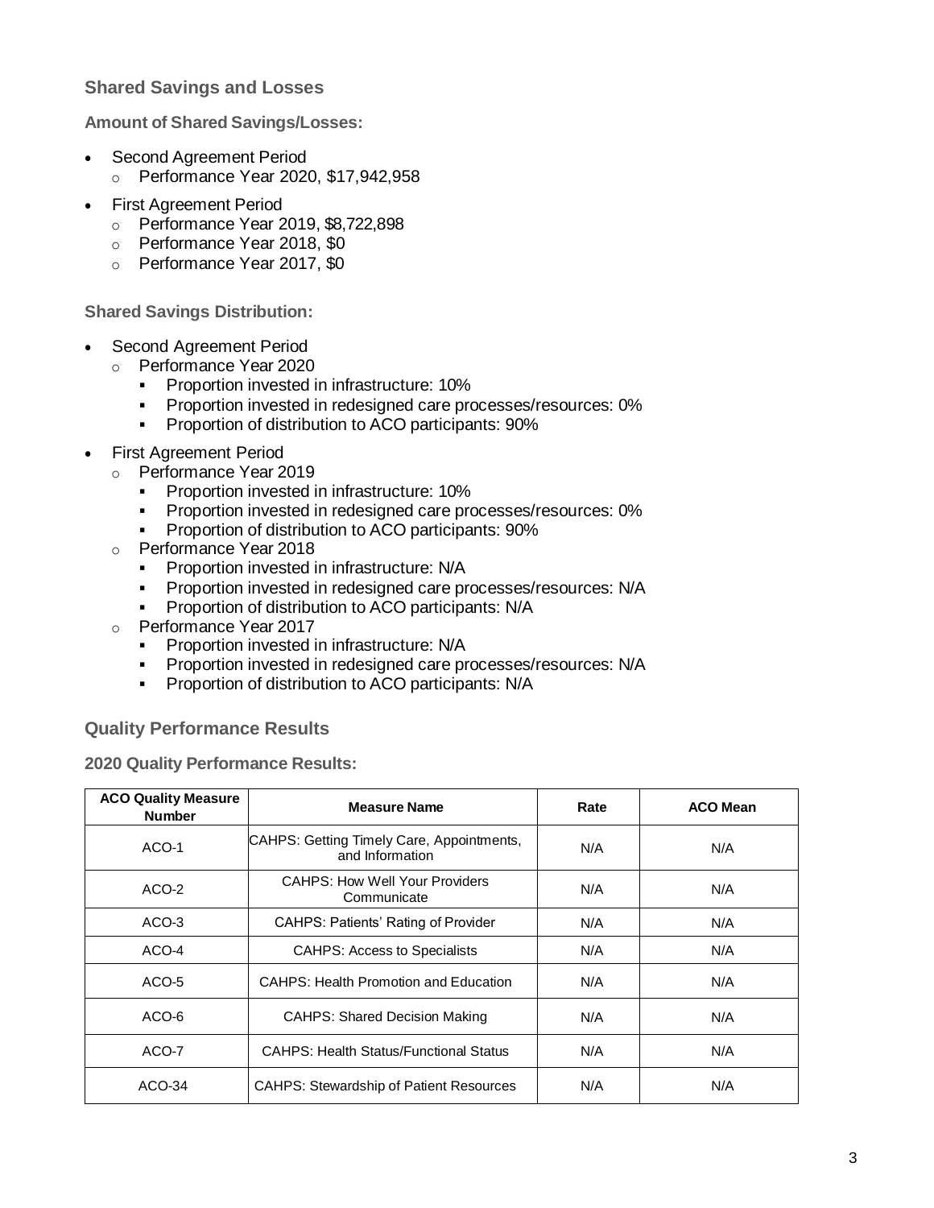## Shared Savings and Losses

### Amount of Shared Savings/Losses:

- Second Agreement Period
  - Performance Year 2020, $17,942,958
- First Agreement Period
  - Performance Year 2019, $8,722,898
  - Performance Year 2018, $0
  - Performance Year 2017, $0

### Shared Savings Distribution:

- Second Agreement Period
  - Performance Year 2020
    - Proportion invested in infrastructure: 10%
    - Proportion invested in redesigned care processes/resources: 0%
    - Proportion of distribution to ACO participants: 90%
- First Agreement Period
  - Performance Year 2019
    - Proportion invested in infrastructure: 10%
    - Proportion invested in redesigned care processes/resources: 0%
    - Proportion of distribution to ACO participants: 90%
  - Performance Year 2018
    - Proportion invested in infrastructure: N/A
    - Proportion invested in redesigned care processes/resources: N/A
    - Proportion of distribution to ACO participants: N/A
  - Performance Year 2017
    - Proportion invested in infrastructure: N/A
    - Proportion invested in redesigned care processes/resources: N/A
    - Proportion of distribution to ACO participants: N/A

## Quality Performance Results

### 2020 Quality Performance Results:

| ACO Quality Measure Number | Measure Name | Rate | ACO Mean |
|---|---|---|---|
| ACO-1 | CAHPS: Getting Timely Care, Appointments, and Information | N/A | N/A |
| ACO-2 | CAHPS: How Well Your Providers Communicate | N/A | N/A |
| ACO-3 | CAHPS: Patients' Rating of Provider | N/A | N/A |
| ACO-4 | CAHPS: Access to Specialists | N/A | N/A |
| ACO-5 | CAHPS: Health Promotion and Education | N/A | N/A |
| ACO-6 | CAHPS: Shared Decision Making | N/A | N/A |
| ACO-7 | CAHPS: Health Status/Functional Status | N/A | N/A |
| ACO-34 | CAHPS: Stewardship of Patient Resources | N/A | N/A |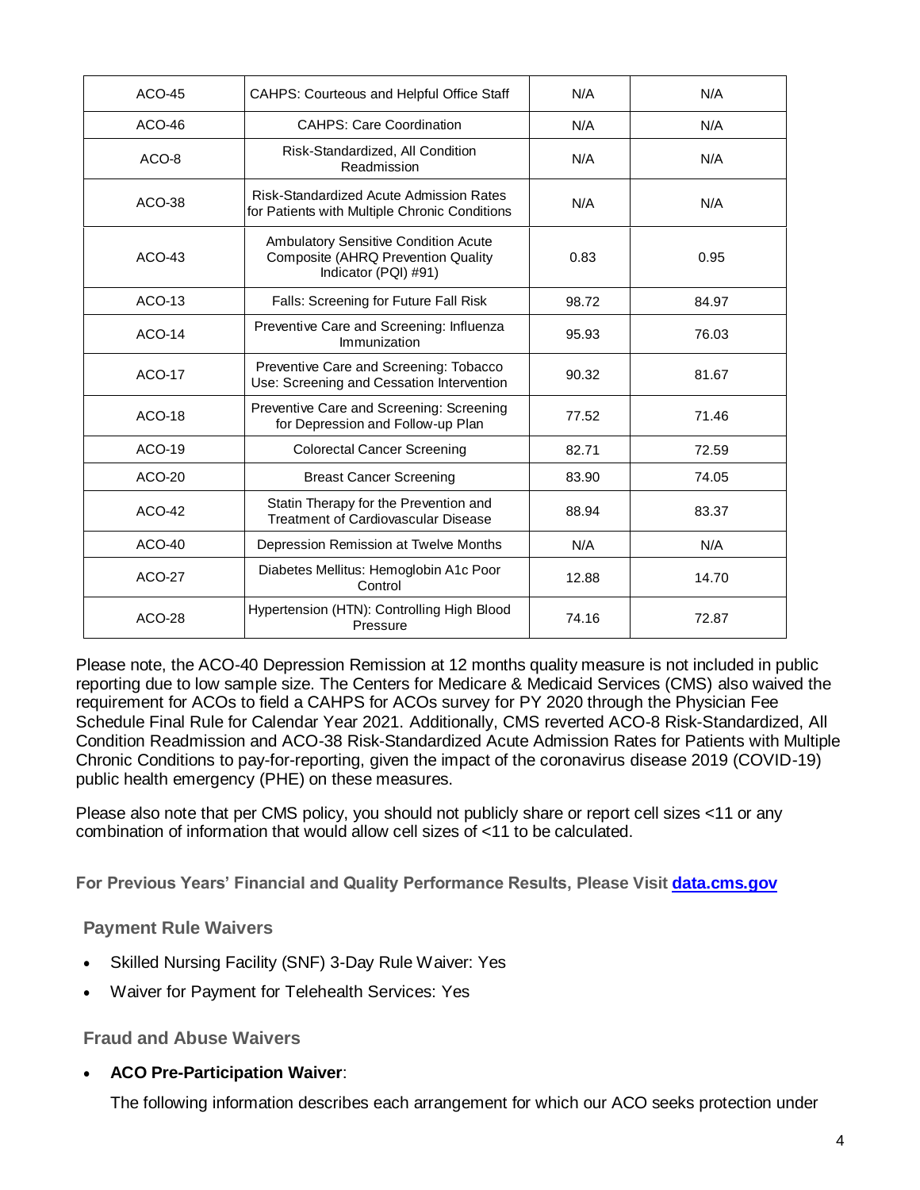| | | | |
|---|---|---|---|
| ACO-45 | CAHPS: Courteous and Helpful Office Staff | N/A | N/A |
| ACO-46 | CAHPS: Care Coordination | N/A | N/A |
| ACO-8 | Risk-Standardized, All Condition Readmission | N/A | N/A |
| ACO-38 | Risk-Standardized Acute Admission Rates for Patients with Multiple Chronic Conditions | N/A | N/A |
| ACO-43 | Ambulatory Sensitive Condition Acute Composite (AHRQ Prevention Quality Indicator (PQI) #91) | 0.83 | 0.95 |
| ACO-13 | Falls: Screening for Future Fall Risk | 98.72 | 84.97 |
| ACO-14 | Preventive Care and Screening: Influenza Immunization | 95.93 | 76.03 |
| ACO-17 | Preventive Care and Screening: Tobacco Use: Screening and Cessation Intervention | 90.32 | 81.67 |
| ACO-18 | Preventive Care and Screening: Screening for Depression and Follow-up Plan | 77.52 | 71.46 |
| ACO-19 | Colorectal Cancer Screening | 82.71 | 72.59 |
| ACO-20 | Breast Cancer Screening | 83.90 | 74.05 |
| ACO-42 | Statin Therapy for the Prevention and Treatment of Cardiovascular Disease | 88.94 | 83.37 |
| ACO-40 | Depression Remission at Twelve Months | N/A | N/A |
| ACO-27 | Diabetes Mellitus: Hemoglobin A1c Poor Control | 12.88 | 14.70 |
| ACO-28 | Hypertension (HTN): Controlling High Blood Pressure | 74.16 | 72.87 |

Please note, the ACO-40 Depression Remission at 12 months quality measure is not included in public reporting due to low sample size. The Centers for Medicare & Medicaid Services (CMS) also waived the requirement for ACOs to field a CAHPS for ACOs survey for PY 2020 through the Physician Fee Schedule Final Rule for Calendar Year 2021. Additionally, CMS reverted ACO-8 Risk-Standardized, All Condition Readmission and ACO-38 Risk-Standardized Acute Admission Rates for Patients with Multiple Chronic Conditions to pay-for-reporting, given the impact of the coronavirus disease 2019 (COVID-19) public health emergency (PHE) on these measures.

Please also note that per CMS policy, you should not publicly share or report cell sizes <11 or any combination of information that would allow cell sizes of <11 to be calculated.

### For Previous Years' Financial and Quality Performance Results, Please Visit [data.cms.gov](data.cms.gov)

### Payment Rule Waivers

- Skilled Nursing Facility (SNF) 3-Day Rule Waiver: Yes
- Waiver for Payment for Telehealth Services: Yes

### Fraud and Abuse Waivers

- **ACO Pre-Participation Waiver**:

  The following information describes each arrangement for which our ACO seeks protection under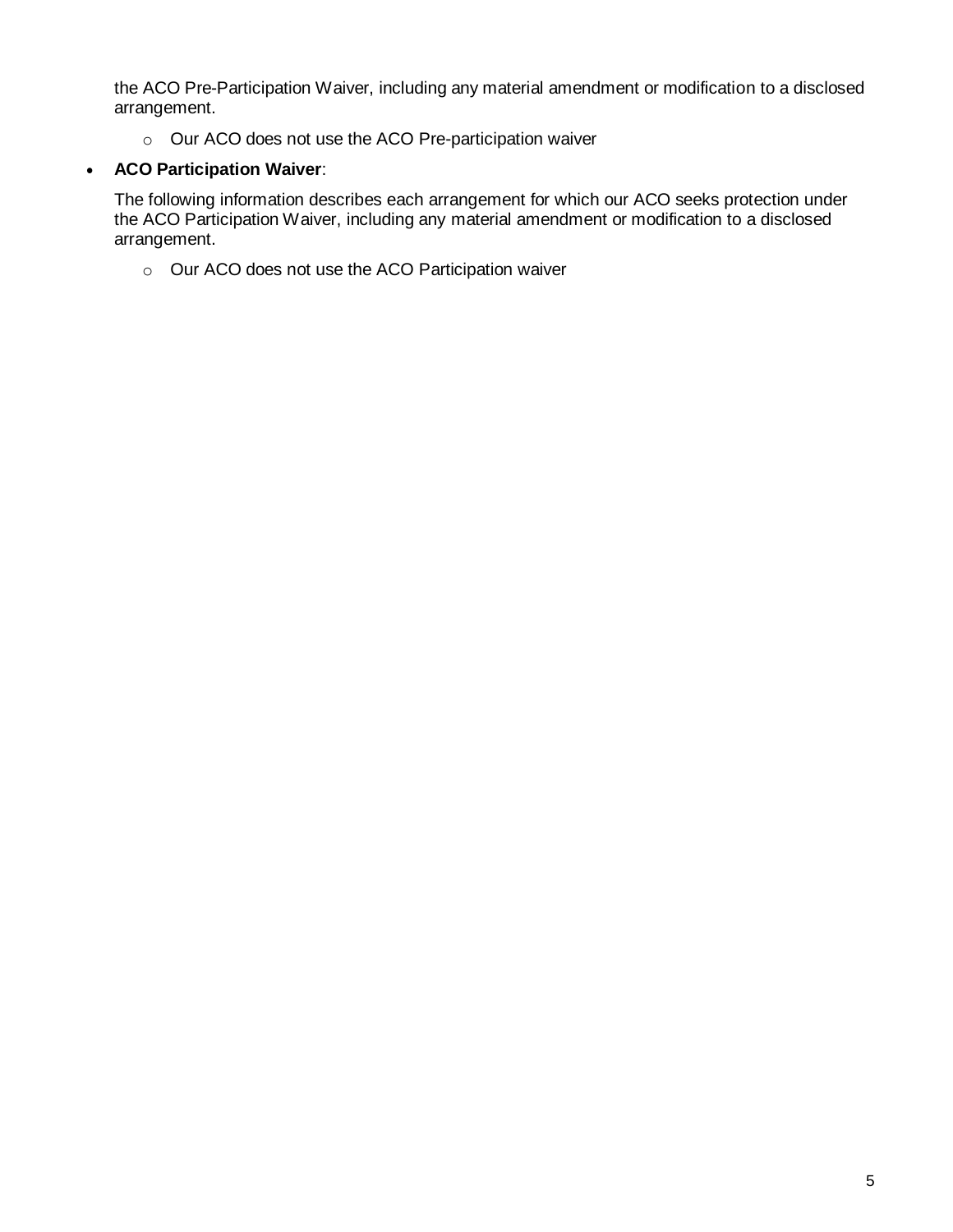the ACO Pre-Participation Waiver, including any material amendment or modification to a disclosed arrangement.

  - Our ACO does not use the ACO Pre-participation waiver

- **ACO Participation Waiver**:

  The following information describes each arrangement for which our ACO seeks protection under the ACO Participation Waiver, including any material amendment or modification to a disclosed arrangement.

  - Our ACO does not use the ACO Participation waiver